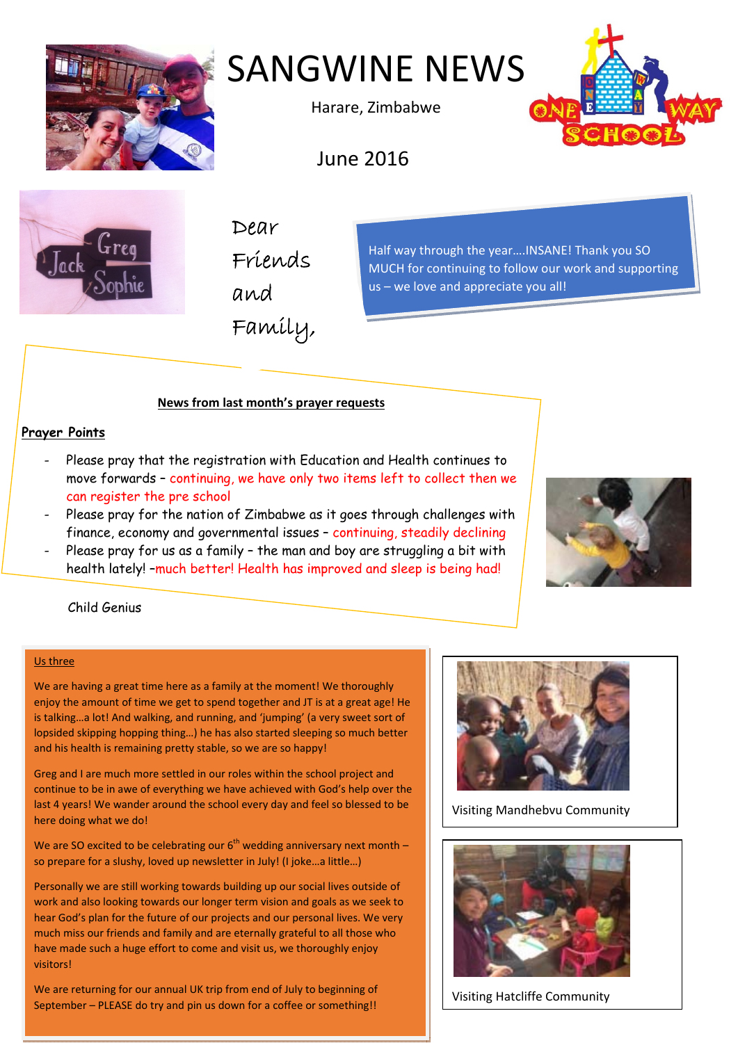# SANGWINE NEWS

Harare, Zimbabwe

June 2016

Dear Friends and Family,

Half way through the year….INSANE! Thank you SO MUCH for continuing to follow our work and supporting us – we love and appreciate you all!

**News from last month's prayer requests**

**Prayer Points**

- Please pray that the registration with Education and Health continues to move forwards – continuing, we have only two items left to collect then we can register the pre school
- Please pray for the nation of Zimbabwe as it goes through challenges with finance, economy and governmental issues – continuing, steadily declining
- Please pray for us as a family – the man and boy are struggling a bit with health lately! –much better! Health has improved and sleep is being had!

Child Genius

## Us three

We are having a great time here as a family at the moment! We thoroughly enjoy the amount of time we get to spend together and JT is at a great age! He is talking…a lot! And walking, and running, and 'jumping' (a very sweet sort of lopsided skipping hopping thing…) he has also started sleeping so much better and his health is remaining pretty stable, so we are so happy!

Greg and I are much more settled in our roles within the school project and continue to be in awe of everything we have achieved with God's help over the last 4 years! We wander around the school every day and feel so blessed to be here doing what we do!

We are SO excited to be celebrating our 6th wedding anniversary next month – so prepare for a slushy, loved up newsletter in July! (I joke…a little…)

Personally we are still working towards building up our social lives outside of work and also looking towards our longer term vision and goals as we seek to hear God's plan for the future of our projects and our personal lives. We very much miss our friends and family and are eternally grateful to all those who have made such a huge effort to come and visit us, we thoroughly enjoy visitors!

We are returning for our annual UK trip from end of July to beginning of September – PLEASE do try and pin us down for a coffee or something!!

Visiting Mandhebvu Community

Visiting Hatcliffe Community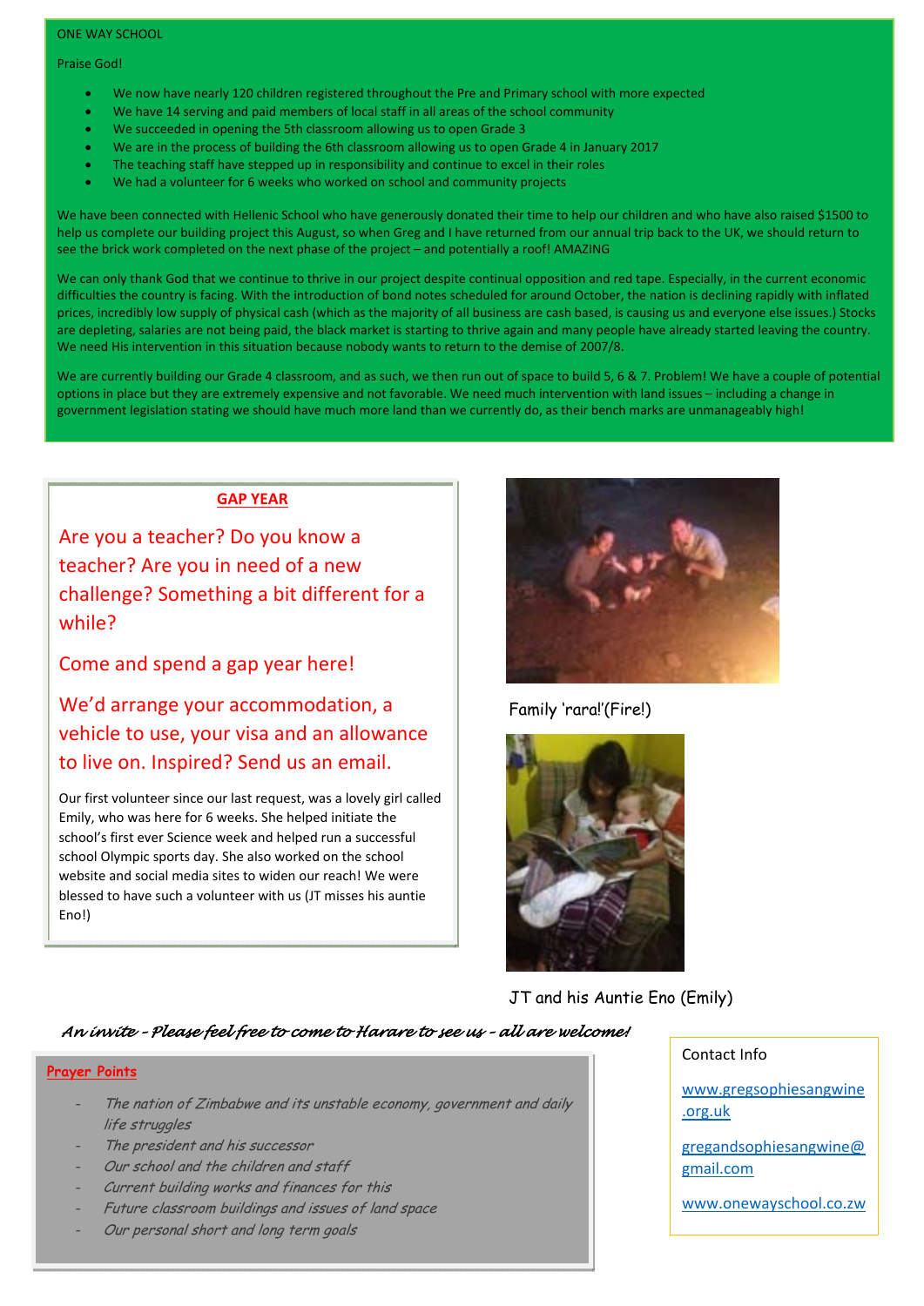ONE WAY SCHOOL

Praise God!

- We now have nearly 120 children registered throughout the Pre and Primary school with more expected
- We have 14 serving and paid members of local staff in all areas of the school community
- We succeeded in opening the 5th classroom allowing us to open Grade 3
- We are in the process of building the 6th classroom allowing us to open Grade 4 in January 2017
- The teaching staff have stepped up in responsibility and continue to excel in their roles
- We had a volunteer for 6 weeks who worked on school and community projects

We have been connected with Hellenic School who have generously donated their time to help our children and who have also raised $1500 to help us complete our building project this August, so when Greg and I have returned from our annual trip back to the UK, we should return to see the brick work completed on the next phase of the project – and potentially a roof! AMAZING

We can only thank God that we continue to thrive in our project despite continual opposition and red tape. Especially, in the current economic difficulties the country is facing. With the introduction of bond notes scheduled for around October, the nation is declining rapidly with inflated prices, incredibly low supply of physical cash (which as the majority of all business are cash based, is causing us and everyone else issues.) Stocks are depleting, salaries are not being paid, the black market is starting to thrive again and many people have already started leaving the country. We need His intervention in this situation because nobody wants to return to the demise of 2007/8.

We are currently building our Grade 4 classroom, and as such, we then run out of space to build 5, 6 & 7. Problem! We have a couple of potential options in place but they are extremely expensive and not favorable. We need much intervention with land issues – including a change in government legislation stating we should have much more land than we currently do, as their bench marks are unmanageably high!

## GAP YEAR

Are you a teacher? Do you know a teacher? Are you in need of a new challenge? Something a bit different for a while?

Come and spend a gap year here!

We'd arrange your accommodation, a vehicle to use, your visa and an allowance to live on. Inspired? Send us an email.

Our first volunteer since our last request, was a lovely girl called Emily, who was here for 6 weeks. She helped initiate the school's first ever Science week and helped run a successful school Olympic sports day. She also worked on the school website and social media sites to widen our reach! We were blessed to have such a volunteer with us (JT misses his auntie Eno!)

Family 'rara!'(Fire!)

JT and his Auntie Eno (Emily)

*An invite – Please feel free to come to Harare to see us – all are welcome!*

## Prayer Points

- *The nation of Zimbabwe and its unstable economy, government and daily life struggles*
- *The president and his successor*
- *Our school and the children and staff*
- *Current building works and finances for this*
- *Future classroom buildings and issues of land space*
- *Our personal short and long term goals*

Contact Info

www.gregsophiesangwine.org.uk

gregandsophiesangwine@gmail.com

www.onewayschool.co.zw